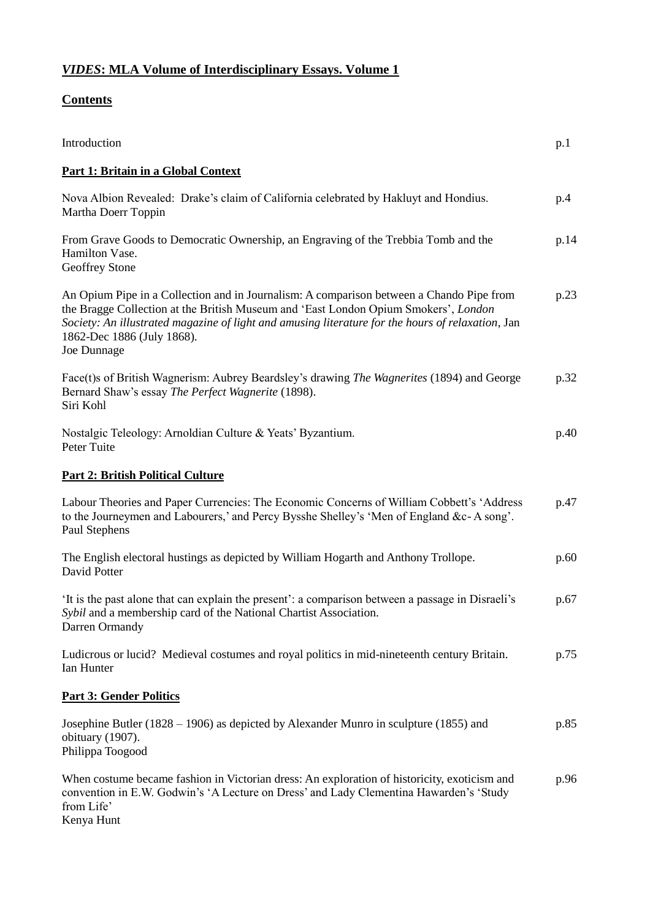# ***VIDES*: MLA Volume of Interdisciplinary Essays. Volume 1**

## **Contents**

Introduction p.1

### **Part 1: Britain in a Global Context**

Nova Albion Revealed: Drake's claim of California celebrated by Hakluyt and Hondius. p.4
Martha Doerr Toppin

From Grave Goods to Democratic Ownership, an Engraving of the Trebbia Tomb and the Hamilton Vase. p.14
Geoffrey Stone

An Opium Pipe in a Collection and in Journalism: A comparison between a Chando Pipe from the Bragge Collection at the British Museum and 'East London Opium Smokers', *London Society: An illustrated magazine of light and amusing literature for the hours of relaxation*, Jan 1862-Dec 1886 (July 1868). p.23
Joe Dunnage

Face(t)s of British Wagnerism: Aubrey Beardsley's drawing *The Wagnerites* (1894) and George Bernard Shaw's essay *The Perfect Wagnerite* (1898). p.32
Siri Kohl

Nostalgic Teleology: Arnoldian Culture & Yeats' Byzantium. p.40
Peter Tuite

### **Part 2: British Political Culture**

Labour Theories and Paper Currencies: The Economic Concerns of William Cobbett's 'Address to the Journeymen and Labourers,' and Percy Bysshe Shelley's 'Men of England &c- A song'. p.47
Paul Stephens

The English electoral hustings as depicted by William Hogarth and Anthony Trollope. p.60
David Potter

'It is the past alone that can explain the present': a comparison between a passage in Disraeli's *Sybil* and a membership card of the National Chartist Association. p.67
Darren Ormandy

Ludicrous or lucid? Medieval costumes and royal politics in mid-nineteenth century Britain. p.75
Ian Hunter

### **Part 3: Gender Politics**

Josephine Butler (1828 – 1906) as depicted by Alexander Munro in sculpture (1855) and obituary (1907). p.85
Philippa Toogood

When costume became fashion in Victorian dress: An exploration of historicity, exoticism and convention in E.W. Godwin's 'A Lecture on Dress' and Lady Clementina Hawarden's 'Study from Life' p.96
Kenya Hunt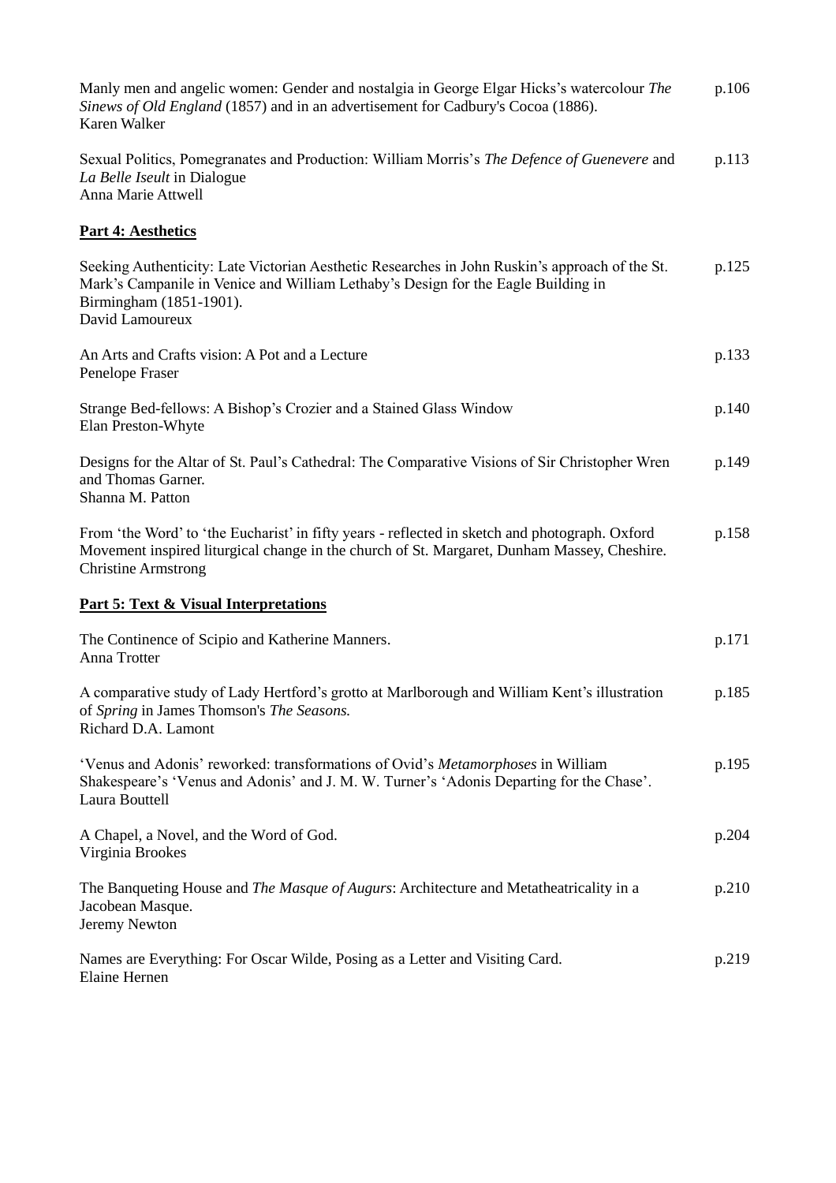Manly men and angelic women: Gender and nostalgia in George Elgar Hicks's watercolour *The Sinews of Old England* (1857) and in an advertisement for Cadbury's Cocoa (1886). p.106
Karen Walker

Sexual Politics, Pomegranates and Production: William Morris's *The Defence of Guenevere* and *La Belle Iseult* in Dialogue p.113
Anna Marie Attwell

**Part 4: Aesthetics**

Seeking Authenticity: Late Victorian Aesthetic Researches in John Ruskin's approach of the St. Mark's Campanile in Venice and William Lethaby's Design for the Eagle Building in Birmingham (1851-1901). p.125
David Lamoureux

An Arts and Crafts vision: A Pot and a Lecture p.133
Penelope Fraser

Strange Bed-fellows: A Bishop's Crozier and a Stained Glass Window p.140
Elan Preston-Whyte

Designs for the Altar of St. Paul's Cathedral: The Comparative Visions of Sir Christopher Wren and Thomas Garner. p.149
Shanna M. Patton

From 'the Word' to 'the Eucharist' in fifty years - reflected in sketch and photograph. Oxford Movement inspired liturgical change in the church of St. Margaret, Dunham Massey, Cheshire. p.158
Christine Armstrong

**Part 5: Text & Visual Interpretations**

The Continence of Scipio and Katherine Manners. p.171
Anna Trotter

A comparative study of Lady Hertford's grotto at Marlborough and William Kent's illustration of *Spring* in James Thomson's *The Seasons.* p.185
Richard D.A. Lamont

'Venus and Adonis' reworked: transformations of Ovid's *Metamorphoses* in William Shakespeare's 'Venus and Adonis' and J. M. W. Turner's 'Adonis Departing for the Chase'. p.195
Laura Bouttell

A Chapel, a Novel, and the Word of God. p.204
Virginia Brookes

The Banqueting House and *The Masque of Augurs*: Architecture and Metatheatricality in a Jacobean Masque. p.210
Jeremy Newton

Names are Everything: For Oscar Wilde, Posing as a Letter and Visiting Card. p.219
Elaine Hernen